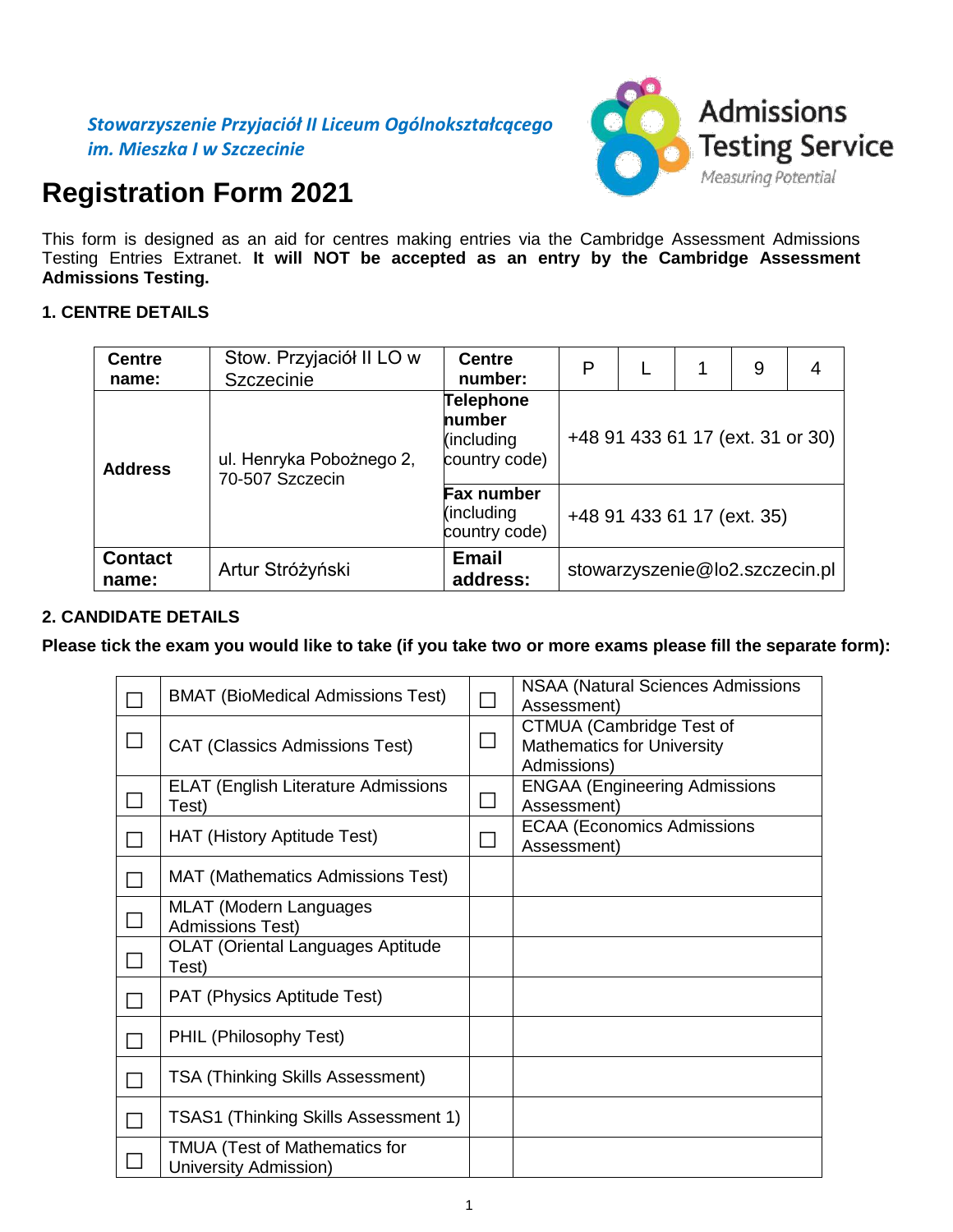*Stowarzyszenie Przyjaciół II Liceum Ogólnokształcącego im. Mieszka I w Szczecinie*

Admissions Testing Service
Measuring Potential

# Registration Form 2021

This form is designed as an aid for centres making entries via the Cambridge Assessment Admissions Testing Entries Extranet. **It will NOT be accepted as an entry by the Cambridge Assessment Admissions Testing.**

## 1. CENTRE DETAILS

| **Centre name:** | Stow. Przyjaciół II LO w Szczecinie | **Centre number:** | P | L | 1 | 9 | 4 |
|---|---|---|---|---|---|---|---|
| **Address** | ul. Henryka Pobożnego 2, 70-507 Szczecin | **Telephone number** (including country code) | +48 91 433 61 17 (ext. 31 or 30) | | | | |
| | | **Fax number** (including country code) | +48 91 433 61 17 (ext. 35) | | | | |
| **Contact name:** | Artur Stróżyński | **Email address:** | stowarzyszenie@lo2.szczecin.pl | | | | |

## 2. CANDIDATE DETAILS

**Please tick the exam you would like to take (if you take two or more exams please fill the separate form):**

| | | | |
|---|---|---|---|
| ☐ | BMAT (BioMedical Admissions Test) | ☐ | NSAA (Natural Sciences Admissions Assessment) |
| ☐ | CAT (Classics Admissions Test) | ☐ | CTMUA (Cambridge Test of Mathematics for University Admissions) |
| ☐ | ELAT (English Literature Admissions Test) | ☐ | ENGAA (Engineering Admissions Assessment) |
| ☐ | HAT (History Aptitude Test) | ☐ | ECAA (Economics Admissions Assessment) |
| ☐ | MAT (Mathematics Admissions Test) | | |
| ☐ | MLAT (Modern Languages Admissions Test) | | |
| ☐ | OLAT (Oriental Languages Aptitude Test) | | |
| ☐ | PAT (Physics Aptitude Test) | | |
| ☐ | PHIL (Philosophy Test) | | |
| ☐ | TSA (Thinking Skills Assessment) | | |
| ☐ | TSAS1 (Thinking Skills Assessment 1) | | |
| ☐ | TMUA (Test of Mathematics for University Admission) | | |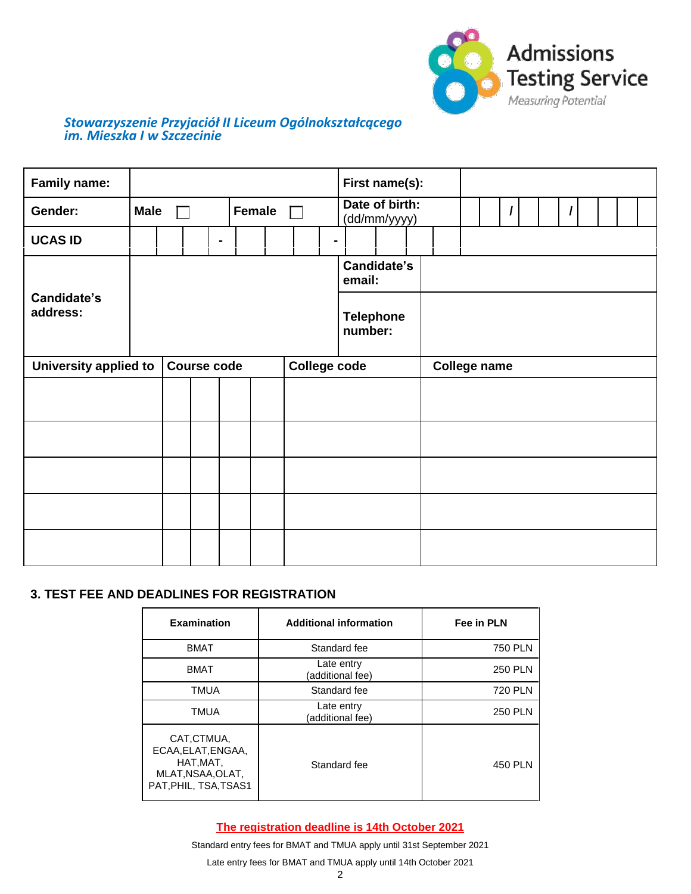*Stowarzyszenie Przyjaciół II Liceum Ogólnokształcącego im. Mieszka I w Szczecinie*

Admissions Testing Service
Measuring Potential

| **Family name:** | | **First name(s):** | |
|---|---|---|---|
| **Gender:** | **Male** ☐ **Female** ☐ | **Date of birth:** (dd/mm/yyyy) | / / |
| **UCAS ID** | - - | | |
| **Candidate's address:** | | **Candidate's email:** | |
| | | **Telephone number:** | |

| University applied to | Course code | College code | College name |
|---|---|---|---|
| | | | |
| | | | |
| | | | |
| | | | |
| | | | |

## 3. TEST FEE AND DEADLINES FOR REGISTRATION

| Examination | Additional information | Fee in PLN |
|---|---|---|
| BMAT | Standard fee | 750 PLN |
| BMAT | Late entry (additional fee) | 250 PLN |
| TMUA | Standard fee | 720 PLN |
| TMUA | Late entry (additional fee) | 250 PLN |
| CAT,CTMUA, ECAA,ELAT,ENGAA, HAT,MAT, MLAT,NSAA,OLAT, PAT,PHIL, TSA,TSAS1 | Standard fee | 450 PLN |

**The registration deadline is 14th October 2021**

Standard entry fees for BMAT and TMUA apply until 31st September 2021

Late entry fees for BMAT and TMUA apply until 14th October 2021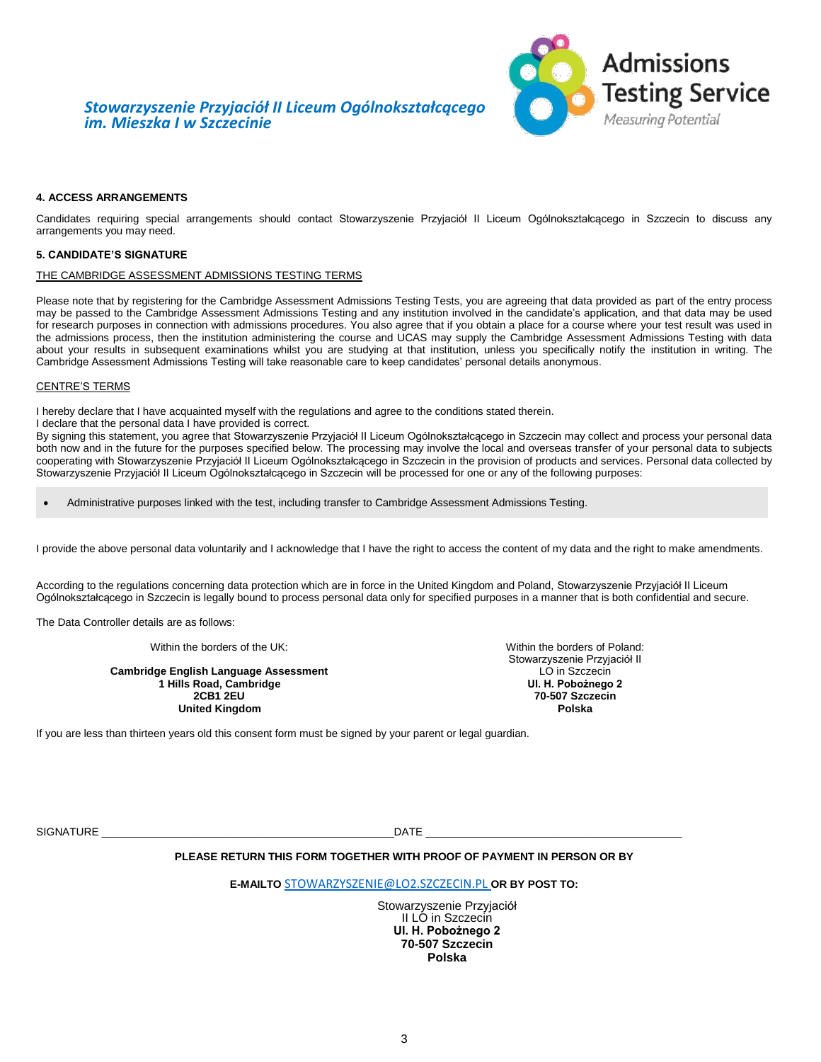*Stowarzyszenie Przyjaciół II Liceum Ogólnokształcącego im. Mieszka I w Szczecinie*

Admissions Testing Service
Measuring Potential

**4. ACCESS ARRANGEMENTS**

Candidates requiring special arrangements should contact Stowarzyszenie Przyjaciół II Liceum Ogólnokształcącego in Szczecin to discuss any arrangements you may need.

**5. CANDIDATE'S SIGNATURE**

THE CAMBRIDGE ASSESSMENT ADMISSIONS TESTING TERMS

Please note that by registering for the Cambridge Assessment Admissions Testing Tests, you are agreeing that data provided as part of the entry process may be passed to the Cambridge Assessment Admissions Testing and any institution involved in the candidate's application, and that data may be used for research purposes in connection with admissions procedures. You also agree that if you obtain a place for a course where your test result was used in the admissions process, then the institution administering the course and UCAS may supply the Cambridge Assessment Admissions Testing with data about your results in subsequent examinations whilst you are studying at that institution, unless you specifically notify the institution in writing. The Cambridge Assessment Admissions Testing will take reasonable care to keep candidates' personal details anonymous.

CENTRE'S TERMS

I hereby declare that I have acquainted myself with the regulations and agree to the conditions stated therein.
I declare that the personal data I have provided is correct.
By signing this statement, you agree that Stowarzyszenie Przyjaciół II Liceum Ogólnokształcącego in Szczecin may collect and process your personal data both now and in the future for the purposes specified below. The processing may involve the local and overseas transfer of your personal data to subjects cooperating with Stowarzyszenie Przyjaciół II Liceum Ogólnokształcącego in Szczecin in the provision of products and services. Personal data collected by Stowarzyszenie Przyjaciół II Liceum Ogólnokształcącego in Szczecin will be processed for one or any of the following purposes:

- Administrative purposes linked with the test, including transfer to Cambridge Assessment Admissions Testing.

I provide the above personal data voluntarily and I acknowledge that I have the right to access the content of my data and the right to make amendments.

According to the regulations concerning data protection which are in force in the United Kingdom and Poland, Stowarzyszenie Przyjaciół II Liceum Ogólnokształcącego in Szczecin is legally bound to process personal data only for specified purposes in a manner that is both confidential and secure.

The Data Controller details are as follows:

Within the borders of the UK:

**Cambridge English Language Assessment**
**1 Hills Road, Cambridge**
**2CB1 2EU**
**United Kingdom**

Within the borders of Poland:
Stowarzyszenie Przyjaciół II LO in Szczecin
**Ul. H. Pobożnego 2**
**70-507 Szczecin**
**Polska**

If you are less than thirteen years old this consent form must be signed by your parent or legal guardian.

SIGNATURE ________________________________________________DATE ________________________________________

**PLEASE RETURN THIS FORM TOGETHER WITH PROOF OF PAYMENT IN PERSON OR BY**

**E-MAILTO** STOWARZYSZENIE@LO2.SZCZECIN.PL **OR BY POST TO:**

Stowarzyszenie Przyjaciół
II LO in Szczecin
**Ul. H. Pobożnego 2**
**70-507 Szczecin**
**Polska**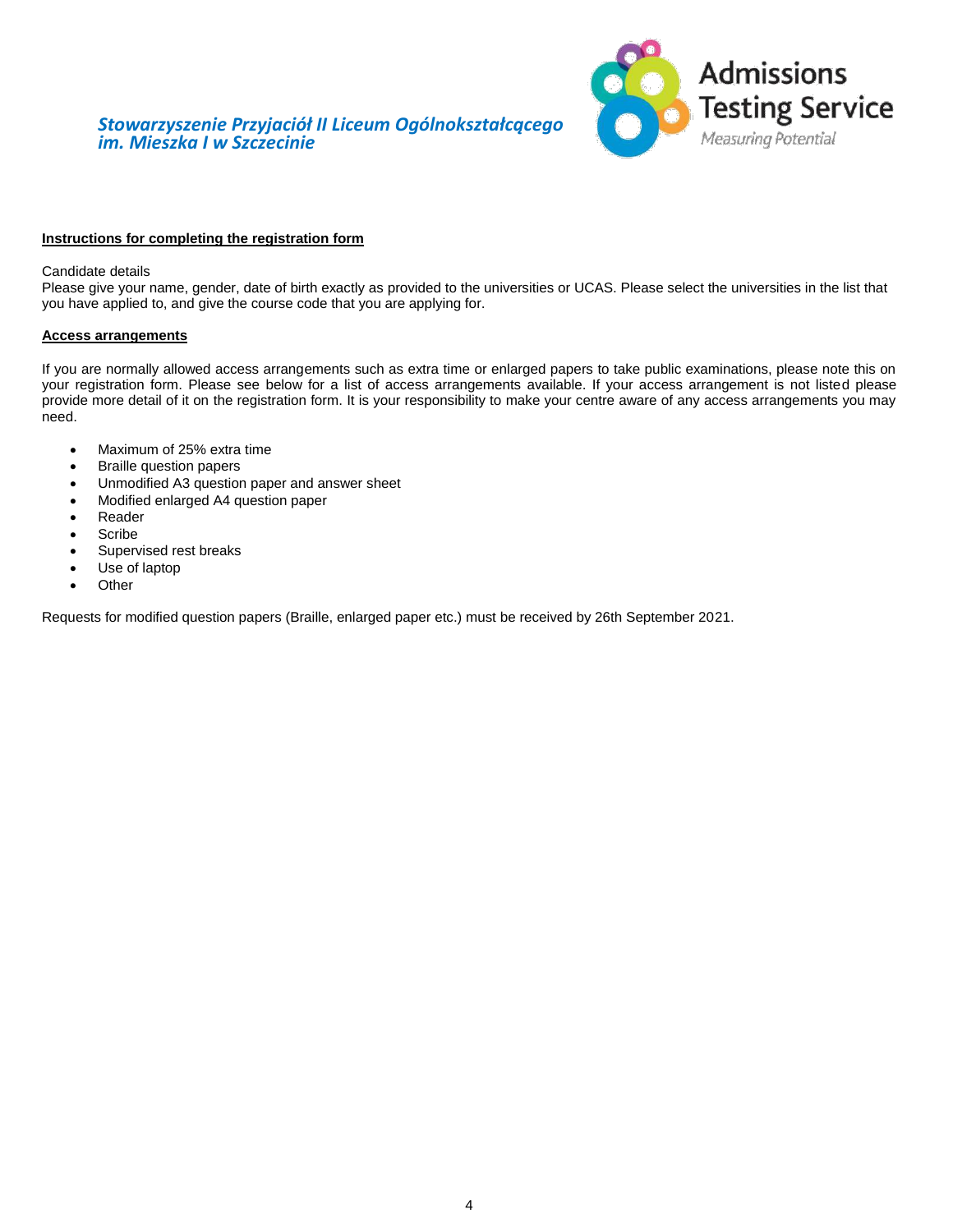*Stowarzyszenie Przyjaciół II Liceum Ogólnokształcącego im. Mieszka I w Szczecinie*

Admissions Testing Service

Measuring Potential

**Instructions for completing the registration form**

Candidate details

Please give your name, gender, date of birth exactly as provided to the universities or UCAS. Please select the universities in the list that you have applied to, and give the course code that you are applying for.

**Access arrangements**

If you are normally allowed access arrangements such as extra time or enlarged papers to take public examinations, please note this on your registration form. Please see below for a list of access arrangements available. If your access arrangement is not listed please provide more detail of it on the registration form. It is your responsibility to make your centre aware of any access arrangements you may need.

- Maximum of 25% extra time
- Braille question papers
- Unmodified A3 question paper and answer sheet
- Modified enlarged A4 question paper
- Reader
- Scribe
- Supervised rest breaks
- Use of laptop
- Other

Requests for modified question papers (Braille, enlarged paper etc.) must be received by 26th September 2021.